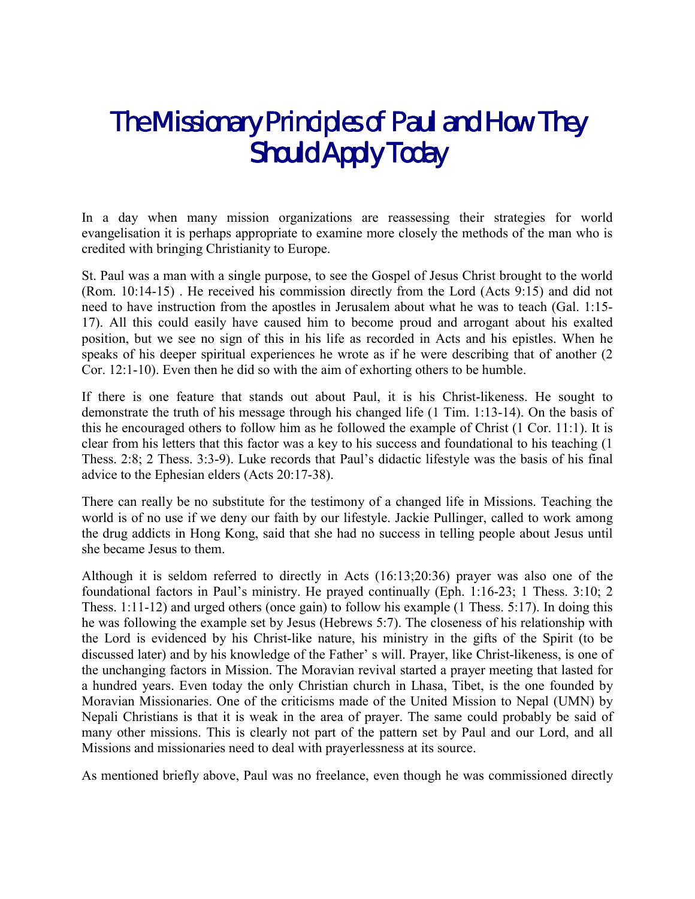# The Missionary Principles of Paul and How They Should Apply Today

In a day when many mission organizations are reassessing their strategies for world evangelisation it is perhaps appropriate to examine more closely the methods of the man who is credited with bringing Christianity to Europe.

St. Paul was a man with a single purpose, to see the Gospel of Jesus Christ brought to the world (Rom. 10:14-15) . He received his commission directly from the Lord (Acts 9:15) and did not need to have instruction from the apostles in Jerusalem about what he was to teach (Gal. 1:15-17). All this could easily have caused him to become proud and arrogant about his exalted position, but we see no sign of this in his life as recorded in Acts and his epistles. When he speaks of his deeper spiritual experiences he wrote as if he were describing that of another (2 Cor. 12:1-10). Even then he did so with the aim of exhorting others to be humble.

If there is one feature that stands out about Paul, it is his Christ-likeness. He sought to demonstrate the truth of his message through his changed life (1 Tim. 1:13-14). On the basis of this he encouraged others to follow him as he followed the example of Christ (1 Cor. 11:1). It is clear from his letters that this factor was a key to his success and foundational to his teaching (1 Thess. 2:8; 2 Thess. 3:3-9). Luke records that Paul's didactic lifestyle was the basis of his final advice to the Ephesian elders (Acts 20:17-38).

There can really be no substitute for the testimony of a changed life in Missions. Teaching the world is of no use if we deny our faith by our lifestyle. Jackie Pullinger, called to work among the drug addicts in Hong Kong, said that she had no success in telling people about Jesus until she became Jesus to them.

Although it is seldom referred to directly in Acts (16:13;20:36) prayer was also one of the foundational factors in Paul's ministry. He prayed continually (Eph. 1:16-23; 1 Thess. 3:10; 2 Thess. 1:11-12) and urged others (once gain) to follow his example (1 Thess. 5:17). In doing this he was following the example set by Jesus (Hebrews 5:7). The closeness of his relationship with the Lord is evidenced by his Christ-like nature, his ministry in the gifts of the Spirit (to be discussed later) and by his knowledge of the Father' s will. Prayer, like Christ-likeness, is one of the unchanging factors in Mission. The Moravian revival started a prayer meeting that lasted for a hundred years. Even today the only Christian church in Lhasa, Tibet, is the one founded by Moravian Missionaries. One of the criticisms made of the United Mission to Nepal (UMN) by Nepali Christians is that it is weak in the area of prayer. The same could probably be said of many other missions. This is clearly not part of the pattern set by Paul and our Lord, and all Missions and missionaries need to deal with prayerlessness at its source.

As mentioned briefly above, Paul was no freelance, even though he was commissioned directly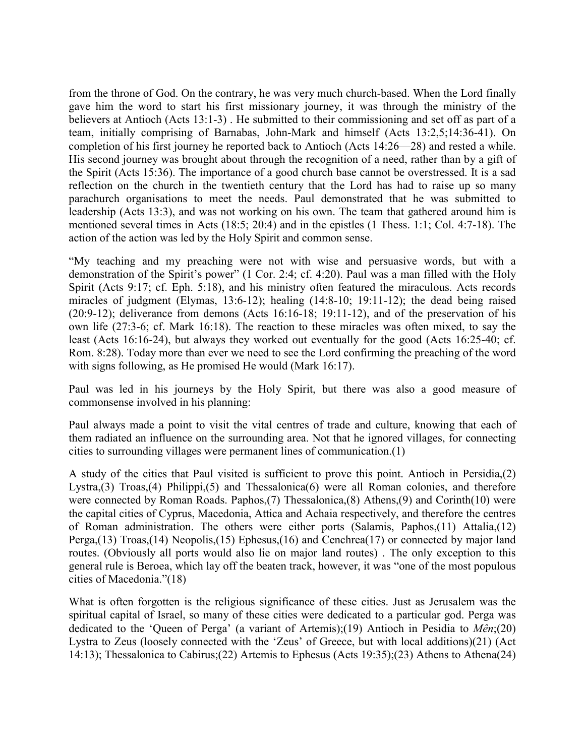from the throne of God. On the contrary, he was very much church-based. When the Lord finally gave him the word to start his first missionary journey, it was through the ministry of the believers at Antioch (Acts 13:1-3) . He submitted to their commissioning and set off as part of a team, initially comprising of Barnabas, John-Mark and himself (Acts 13:2,5;14:36-41). On completion of his first journey he reported back to Antioch (Acts 14:26—28) and rested a while. His second journey was brought about through the recognition of a need, rather than by a gift of the Spirit (Acts 15:36). The importance of a good church base cannot be overstressed. It is a sad reflection on the church in the twentieth century that the Lord has had to raise up so many parachurch organisations to meet the needs. Paul demonstrated that he was submitted to leadership (Acts 13:3), and was not working on his own. The team that gathered around him is mentioned several times in Acts (18:5; 20:4) and in the epistles (1 Thess. 1:1; Col. 4:7-18). The action of the action was led by the Holy Spirit and common sense.

"My teaching and my preaching were not with wise and persuasive words, but with a demonstration of the Spirit's power" (1 Cor. 2:4; cf. 4:20). Paul was a man filled with the Holy Spirit (Acts 9:17; cf. Eph. 5:18), and his ministry often featured the miraculous. Acts records miracles of judgment (Elymas, 13:6-12); healing (14:8-10; 19:11-12); the dead being raised (20:9-12); deliverance from demons (Acts 16:16-18; 19:11-12), and of the preservation of his own life (27:3-6; cf. Mark 16:18). The reaction to these miracles was often mixed, to say the least (Acts 16:16-24), but always they worked out eventually for the good (Acts 16:25-40; cf. Rom. 8:28). Today more than ever we need to see the Lord confirming the preaching of the word with signs following, as He promised He would (Mark 16:17).

Paul was led in his journeys by the Holy Spirit, but there was also a good measure of commonsense involved in his planning:

Paul always made a point to visit the vital centres of trade and culture, knowing that each of them radiated an influence on the surrounding area. Not that he ignored villages, for connecting cities to surrounding villages were permanent lines of communication.(1)

A study of the cities that Paul visited is sufficient to prove this point. Antioch in Persidia,(2) Lystra,(3) Troas,(4) Philippi,(5) and Thessalonica(6) were all Roman colonies, and therefore were connected by Roman Roads. Paphos,(7) Thessalonica,(8) Athens,(9) and Corinth(10) were the capital cities of Cyprus, Macedonia, Attica and Achaia respectively, and therefore the centres of Roman administration. The others were either ports (Salamis, Paphos,(11) Attalia,(12) Perga,(13) Troas,(14) Neopolis,(15) Ephesus,(16) and Cenchrea(17) or connected by major land routes. (Obviously all ports would also lie on major land routes) . The only exception to this general rule is Beroea, which lay off the beaten track, however, it was "one of the most populous cities of Macedonia."(18)

What is often forgotten is the religious significance of these cities. Just as Jerusalem was the spiritual capital of Israel, so many of these cities were dedicated to a particular god. Perga was dedicated to the 'Queen of Perga' (a variant of Artemis);(19) Antioch in Pesidia to *Mên*;(20) Lystra to Zeus (loosely connected with the 'Zeus' of Greece, but with local additions)(21) (Act 14:13); Thessalonica to Cabirus;(22) Artemis to Ephesus (Acts 19:35);(23) Athens to Athena(24)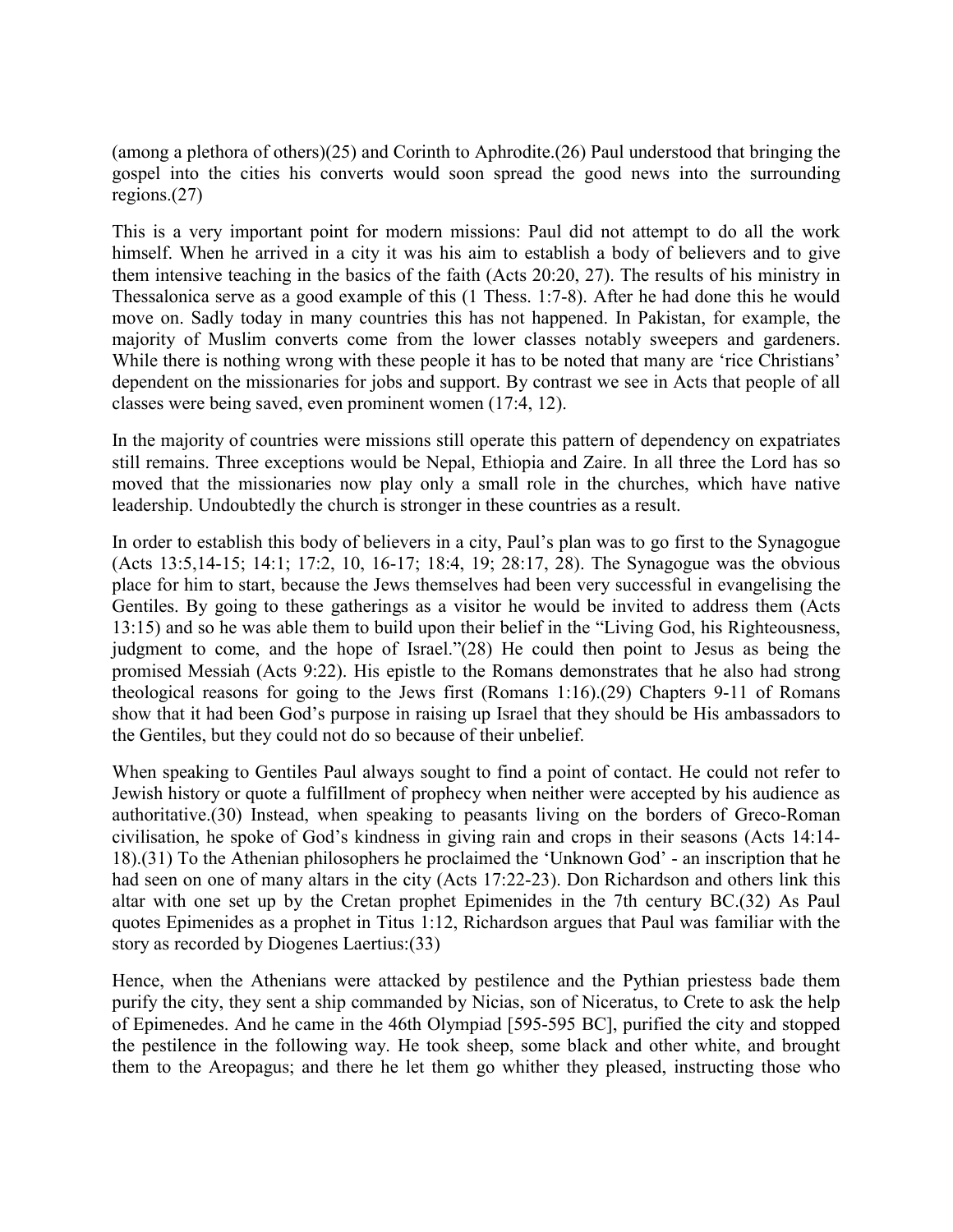(among a plethora of others)(25) and Corinth to Aphrodite.(26) Paul understood that bringing the gospel into the cities his converts would soon spread the good news into the surrounding regions.(27)

This is a very important point for modern missions: Paul did not attempt to do all the work himself. When he arrived in a city it was his aim to establish a body of believers and to give them intensive teaching in the basics of the faith (Acts 20:20, 27). The results of his ministry in Thessalonica serve as a good example of this (1 Thess. 1:7-8). After he had done this he would move on. Sadly today in many countries this has not happened. In Pakistan, for example, the majority of Muslim converts come from the lower classes notably sweepers and gardeners. While there is nothing wrong with these people it has to be noted that many are 'rice Christians' dependent on the missionaries for jobs and support. By contrast we see in Acts that people of all classes were being saved, even prominent women (17:4, 12).

In the majority of countries were missions still operate this pattern of dependency on expatriates still remains. Three exceptions would be Nepal, Ethiopia and Zaire. In all three the Lord has so moved that the missionaries now play only a small role in the churches, which have native leadership. Undoubtedly the church is stronger in these countries as a result.

In order to establish this body of believers in a city, Paul's plan was to go first to the Synagogue (Acts 13:5,14-15; 14:1; 17:2, 10, 16-17; 18:4, 19; 28:17, 28). The Synagogue was the obvious place for him to start, because the Jews themselves had been very successful in evangelising the Gentiles. By going to these gatherings as a visitor he would be invited to address them (Acts 13:15) and so he was able them to build upon their belief in the "Living God, his Righteousness, judgment to come, and the hope of Israel."(28) He could then point to Jesus as being the promised Messiah (Acts 9:22). His epistle to the Romans demonstrates that he also had strong theological reasons for going to the Jews first (Romans 1:16).(29) Chapters 9-11 of Romans show that it had been God's purpose in raising up Israel that they should be His ambassadors to the Gentiles, but they could not do so because of their unbelief.

When speaking to Gentiles Paul always sought to find a point of contact. He could not refer to Jewish history or quote a fulfillment of prophecy when neither were accepted by his audience as authoritative.(30) Instead, when speaking to peasants living on the borders of Greco-Roman civilisation, he spoke of God's kindness in giving rain and crops in their seasons (Acts 14:14-18).(31) To the Athenian philosophers he proclaimed the 'Unknown God' - an inscription that he had seen on one of many altars in the city (Acts 17:22-23). Don Richardson and others link this altar with one set up by the Cretan prophet Epimenides in the 7th century BC.(32) As Paul quotes Epimenides as a prophet in Titus 1:12, Richardson argues that Paul was familiar with the story as recorded by Diogenes Laertius:(33)

Hence, when the Athenians were attacked by pestilence and the Pythian priestess bade them purify the city, they sent a ship commanded by Nicias, son of Niceratus, to Crete to ask the help of Epimenedes. And he came in the 46th Olympiad [595-595 BC], purified the city and stopped the pestilence in the following way. He took sheep, some black and other white, and brought them to the Areopagus; and there he let them go whither they pleased, instructing those who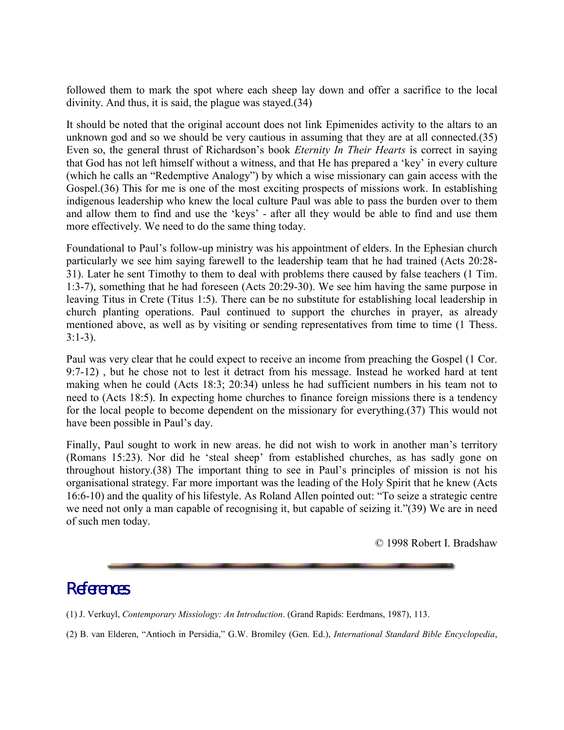followed them to mark the spot where each sheep lay down and offer a sacrifice to the local divinity. And thus, it is said, the plague was stayed.(34)

It should be noted that the original account does not link Epimenides activity to the altars to an unknown god and so we should be very cautious in assuming that they are at all connected.(35) Even so, the general thrust of Richardson's book *Eternity In Their Hearts* is correct in saying that God has not left himself without a witness, and that He has prepared a 'key' in every culture (which he calls an "Redemptive Analogy") by which a wise missionary can gain access with the Gospel.(36) This for me is one of the most exciting prospects of missions work. In establishing indigenous leadership who knew the local culture Paul was able to pass the burden over to them and allow them to find and use the 'keys' - after all they would be able to find and use them more effectively. We need to do the same thing today.

Foundational to Paul's follow-up ministry was his appointment of elders. In the Ephesian church particularly we see him saying farewell to the leadership team that he had trained (Acts 20:28-31). Later he sent Timothy to them to deal with problems there caused by false teachers (1 Tim. 1:3-7), something that he had foreseen (Acts 20:29-30). We see him having the same purpose in leaving Titus in Crete (Titus 1:5). There can be no substitute for establishing local leadership in church planting operations. Paul continued to support the churches in prayer, as already mentioned above, as well as by visiting or sending representatives from time to time (1 Thess. 3:1-3).

Paul was very clear that he could expect to receive an income from preaching the Gospel (1 Cor. 9:7-12) , but he chose not to lest it detract from his message. Instead he worked hard at tent making when he could (Acts 18:3; 20:34) unless he had sufficient numbers in his team not to need to (Acts 18:5). In expecting home churches to finance foreign missions there is a tendency for the local people to become dependent on the missionary for everything.(37) This would not have been possible in Paul's day.

Finally, Paul sought to work in new areas. he did not wish to work in another man's territory (Romans 15:23). Nor did he 'steal sheep' from established churches, as has sadly gone on throughout history.(38) The important thing to see in Paul's principles of mission is not his organisational strategy. Far more important was the leading of the Holy Spirit that he knew (Acts 16:6-10) and the quality of his lifestyle. As Roland Allen pointed out: "To seize a strategic centre we need not only a man capable of recognising it, but capable of seizing it."(39) We are in need of such men today.

© 1998 Robert I. Bradshaw

## References

(1) J. Verkuyl, *Contemporary Missiology: An Introduction*. (Grand Rapids: Eerdmans, 1987), 113.

(2) B. van Elderen, "Antioch in Persidia," G.W. Bromiley (Gen. Ed.), *International Standard Bible Encyclopedia*,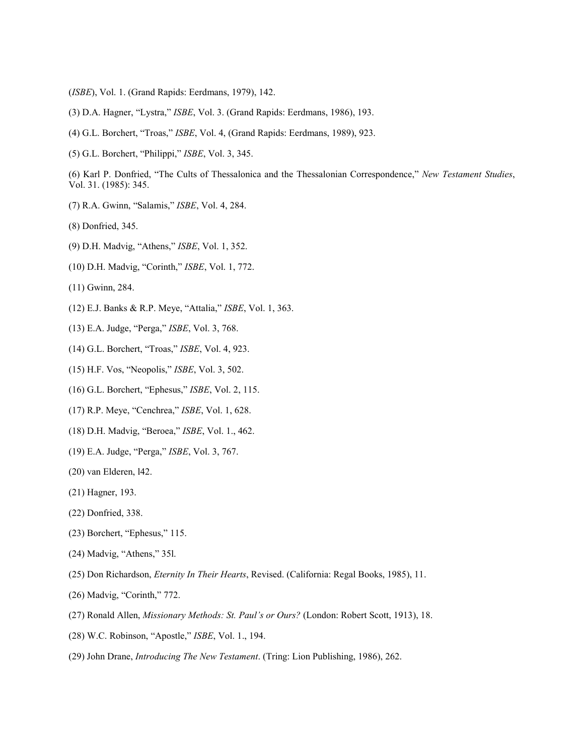(*ISBE*), Vol. 1. (Grand Rapids: Eerdmans, 1979), 142.

(3) D.A. Hagner, "Lystra," *ISBE*, Vol. 3. (Grand Rapids: Eerdmans, 1986), 193.

(4) G.L. Borchert, "Troas," *ISBE*, Vol. 4, (Grand Rapids: Eerdmans, 1989), 923.

(5) G.L. Borchert, "Philippi," *ISBE*, Vol. 3, 345.

(6) Karl P. Donfried, "The Cults of Thessalonica and the Thessalonian Correspondence," *New Testament Studies*, Vol. 31. (1985): 345.

(7) R.A. Gwinn, "Salamis," *ISBE*, Vol. 4, 284.

(8) Donfried, 345.

(9) D.H. Madvig, "Athens," *ISBE*, Vol. 1, 352.

(10) D.H. Madvig, "Corinth," *ISBE*, Vol. 1, 772.

(11) Gwinn, 284.

(12) E.J. Banks & R.P. Meye, "Attalia," *ISBE*, Vol. 1, 363.

(13) E.A. Judge, "Perga," *ISBE*, Vol. 3, 768.

(14) G.L. Borchert, "Troas," *ISBE*, Vol. 4, 923.

(15) H.F. Vos, "Neopolis," *ISBE*, Vol. 3, 502.

(16) G.L. Borchert, "Ephesus," *ISBE*, Vol. 2, 115.

(17) R.P. Meye, "Cenchrea," *ISBE*, Vol. 1, 628.

(18) D.H. Madvig, "Beroea," *ISBE*, Vol. 1., 462.

(19) E.A. Judge, "Perga," *ISBE*, Vol. 3, 767.

(20) van Elderen, l42.

(21) Hagner, 193.

(22) Donfried, 338.

(23) Borchert, "Ephesus," 115.

(24) Madvig, "Athens," 35l.

(25) Don Richardson, *Eternity In Their Hearts*, Revised. (California: Regal Books, 1985), 11.

(26) Madvig, "Corinth," 772.

(27) Ronald Allen, *Missionary Methods: St. Paul's or Ours?* (London: Robert Scott, 1913), 18.

(28) W.C. Robinson, "Apostle," *ISBE*, Vol. 1., 194.

(29) John Drane, *Introducing The New Testament*. (Tring: Lion Publishing, 1986), 262.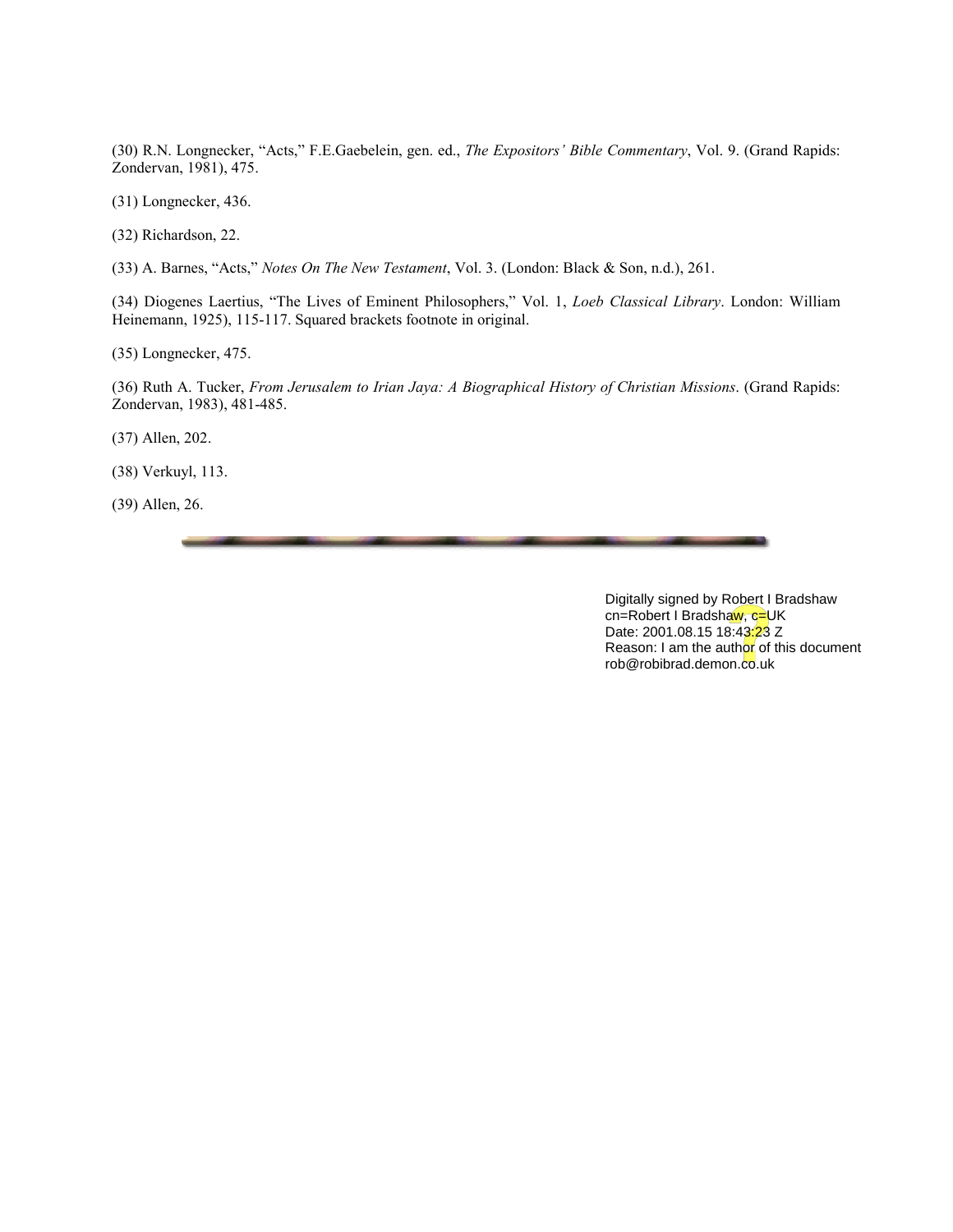(30) R.N. Longnecker, “Acts,” F.E.Gaebelein, gen. ed., *The Expositors’ Bible Commentary*, Vol. 9. (Grand Rapids: Zondervan, 1981), 475.

(31) Longnecker, 436.

(32) Richardson, 22.

(33) A. Barnes, “Acts,” *Notes On The New Testament*, Vol. 3. (London: Black & Son, n.d.), 261.

(34) Diogenes Laertius, “The Lives of Eminent Philosophers,” Vol. 1, *Loeb Classical Library*. London: William Heinemann, 1925), 115-117. Squared brackets footnote in original.

(35) Longnecker, 475.

(36) Ruth A. Tucker, *From Jerusalem to Irian Jaya: A Biographical History of Christian Missions*. (Grand Rapids: Zondervan, 1983), 481-485.

(37) Allen, 202.

(38) Verkuyl, 113.

(39) Allen, 26.

---

Digitally signed by Robert I Bradshaw
cn=Robert I Bradshaw, c=UK
Date: 2001.08.15 18:43:23 Z
Reason: I am the author of this document
rob@robibrad.demon.co.uk